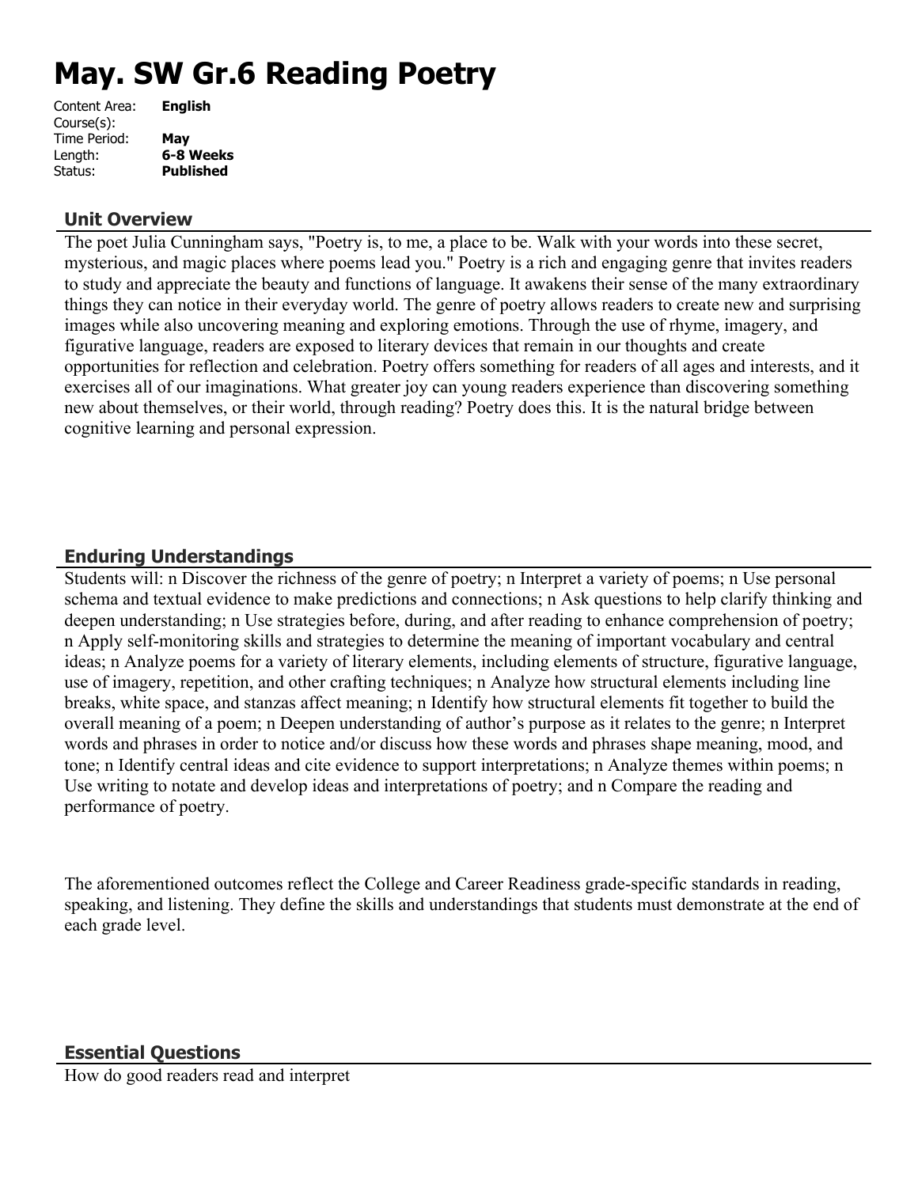# May. SW Gr.6 Reading Poetry

Content Area: **English**
Course(s):
Time Period: **May**
Length: **6-8 Weeks**
Status: **Published**

## Unit Overview

The poet Julia Cunningham says, "Poetry is, to me, a place to be. Walk with your words into these secret, mysterious, and magic places where poems lead you." Poetry is a rich and engaging genre that invites readers to study and appreciate the beauty and functions of language. It awakens their sense of the many extraordinary things they can notice in their everyday world. The genre of poetry allows readers to create new and surprising images while also uncovering meaning and exploring emotions. Through the use of rhyme, imagery, and figurative language, readers are exposed to literary devices that remain in our thoughts and create opportunities for reflection and celebration. Poetry offers something for readers of all ages and interests, and it exercises all of our imaginations. What greater joy can young readers experience than discovering something new about themselves, or their world, through reading? Poetry does this. It is the natural bridge between cognitive learning and personal expression.

## Enduring Understandings

Students will: n Discover the richness of the genre of poetry; n Interpret a variety of poems; n Use personal schema and textual evidence to make predictions and connections; n Ask questions to help clarify thinking and deepen understanding; n Use strategies before, during, and after reading to enhance comprehension of poetry; n Apply self-monitoring skills and strategies to determine the meaning of important vocabulary and central ideas; n Analyze poems for a variety of literary elements, including elements of structure, figurative language, use of imagery, repetition, and other crafting techniques; n Analyze how structural elements including line breaks, white space, and stanzas affect meaning; n Identify how structural elements fit together to build the overall meaning of a poem; n Deepen understanding of author's purpose as it relates to the genre; n Interpret words and phrases in order to notice and/or discuss how these words and phrases shape meaning, mood, and tone; n Identify central ideas and cite evidence to support interpretations; n Analyze themes within poems; n Use writing to notate and develop ideas and interpretations of poetry; and n Compare the reading and performance of poetry.

The aforementioned outcomes reflect the College and Career Readiness grade-specific standards in reading, speaking, and listening. They define the skills and understandings that students must demonstrate at the end of each grade level.

## Essential Questions

How do good readers read and interpret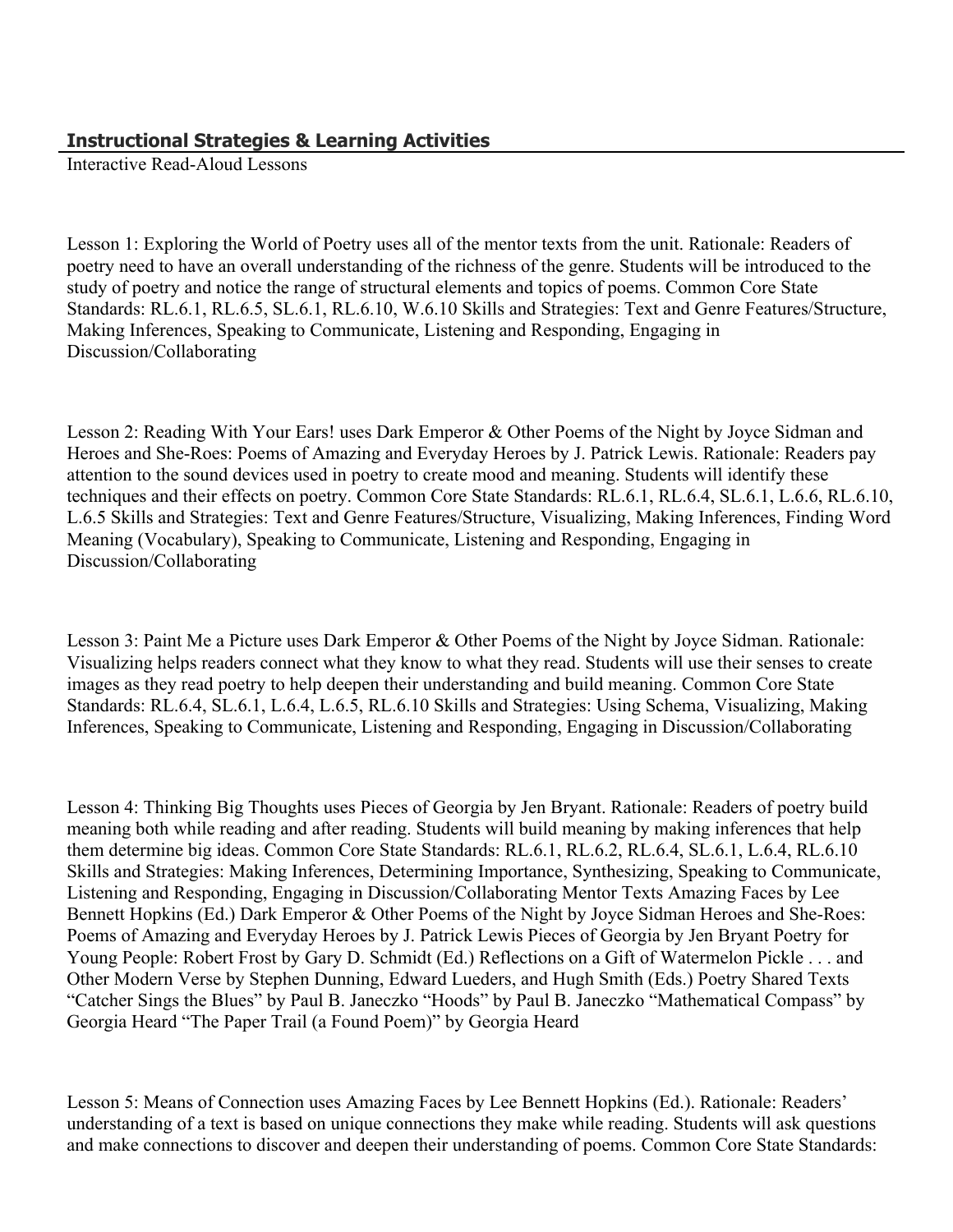## **Instructional Strategies & Learning Activities**

Interactive Read-Aloud Lessons

Lesson 1: Exploring the World of Poetry uses all of the mentor texts from the unit. Rationale: Readers of poetry need to have an overall understanding of the richness of the genre. Students will be introduced to the study of poetry and notice the range of structural elements and topics of poems. Common Core State Standards: RL.6.1, RL.6.5, SL.6.1, RL.6.10, W.6.10 Skills and Strategies: Text and Genre Features/Structure, Making Inferences, Speaking to Communicate, Listening and Responding, Engaging in Discussion/Collaborating

Lesson 2: Reading With Your Ears! uses Dark Emperor & Other Poems of the Night by Joyce Sidman and Heroes and She-Roes: Poems of Amazing and Everyday Heroes by J. Patrick Lewis. Rationale: Readers pay attention to the sound devices used in poetry to create mood and meaning. Students will identify these techniques and their effects on poetry. Common Core State Standards: RL.6.1, RL.6.4, SL.6.1, L.6.6, RL.6.10, L.6.5 Skills and Strategies: Text and Genre Features/Structure, Visualizing, Making Inferences, Finding Word Meaning (Vocabulary), Speaking to Communicate, Listening and Responding, Engaging in Discussion/Collaborating

Lesson 3: Paint Me a Picture uses Dark Emperor & Other Poems of the Night by Joyce Sidman. Rationale: Visualizing helps readers connect what they know to what they read. Students will use their senses to create images as they read poetry to help deepen their understanding and build meaning. Common Core State Standards: RL.6.4, SL.6.1, L.6.4, L.6.5, RL.6.10 Skills and Strategies: Using Schema, Visualizing, Making Inferences, Speaking to Communicate, Listening and Responding, Engaging in Discussion/Collaborating

Lesson 4: Thinking Big Thoughts uses Pieces of Georgia by Jen Bryant. Rationale: Readers of poetry build meaning both while reading and after reading. Students will build meaning by making inferences that help them determine big ideas. Common Core State Standards: RL.6.1, RL.6.2, RL.6.4, SL.6.1, L.6.4, RL.6.10 Skills and Strategies: Making Inferences, Determining Importance, Synthesizing, Speaking to Communicate, Listening and Responding, Engaging in Discussion/Collaborating Mentor Texts Amazing Faces by Lee Bennett Hopkins (Ed.) Dark Emperor & Other Poems of the Night by Joyce Sidman Heroes and She-Roes: Poems of Amazing and Everyday Heroes by J. Patrick Lewis Pieces of Georgia by Jen Bryant Poetry for Young People: Robert Frost by Gary D. Schmidt (Ed.) Reflections on a Gift of Watermelon Pickle . . . and Other Modern Verse by Stephen Dunning, Edward Lueders, and Hugh Smith (Eds.) Poetry Shared Texts "Catcher Sings the Blues" by Paul B. Janeczko "Hoods" by Paul B. Janeczko "Mathematical Compass" by Georgia Heard "The Paper Trail (a Found Poem)" by Georgia Heard

Lesson 5: Means of Connection uses Amazing Faces by Lee Bennett Hopkins (Ed.). Rationale: Readers' understanding of a text is based on unique connections they make while reading. Students will ask questions and make connections to discover and deepen their understanding of poems. Common Core State Standards: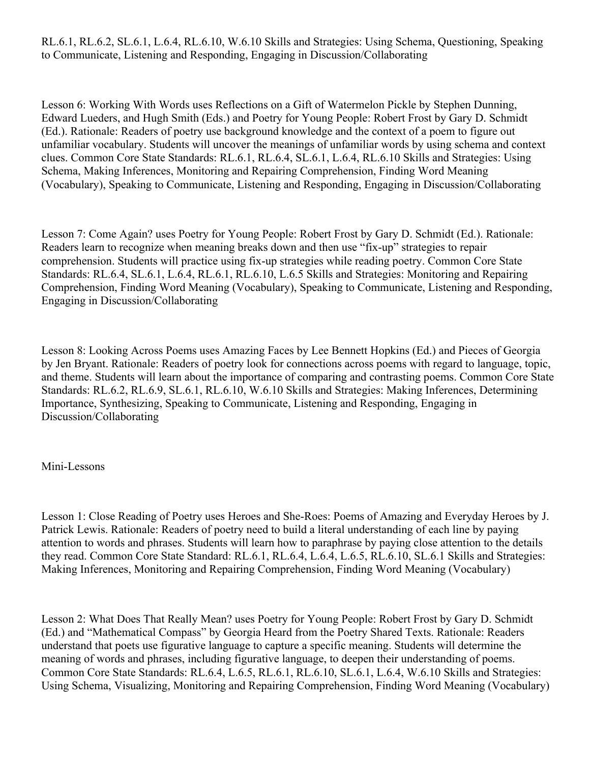RL.6.1, RL.6.2, SL.6.1, L.6.4, RL.6.10, W.6.10 Skills and Strategies: Using Schema, Questioning, Speaking to Communicate, Listening and Responding, Engaging in Discussion/Collaborating

Lesson 6: Working With Words uses Reflections on a Gift of Watermelon Pickle by Stephen Dunning, Edward Lueders, and Hugh Smith (Eds.) and Poetry for Young People: Robert Frost by Gary D. Schmidt (Ed.). Rationale: Readers of poetry use background knowledge and the context of a poem to figure out unfamiliar vocabulary. Students will uncover the meanings of unfamiliar words by using schema and context clues. Common Core State Standards: RL.6.1, RL.6.4, SL.6.1, L.6.4, RL.6.10 Skills and Strategies: Using Schema, Making Inferences, Monitoring and Repairing Comprehension, Finding Word Meaning (Vocabulary), Speaking to Communicate, Listening and Responding, Engaging in Discussion/Collaborating

Lesson 7: Come Again? uses Poetry for Young People: Robert Frost by Gary D. Schmidt (Ed.). Rationale: Readers learn to recognize when meaning breaks down and then use "fix-up" strategies to repair comprehension. Students will practice using fix-up strategies while reading poetry. Common Core State Standards: RL.6.4, SL.6.1, L.6.4, RL.6.1, RL.6.10, L.6.5 Skills and Strategies: Monitoring and Repairing Comprehension, Finding Word Meaning (Vocabulary), Speaking to Communicate, Listening and Responding, Engaging in Discussion/Collaborating

Lesson 8: Looking Across Poems uses Amazing Faces by Lee Bennett Hopkins (Ed.) and Pieces of Georgia by Jen Bryant. Rationale: Readers of poetry look for connections across poems with regard to language, topic, and theme. Students will learn about the importance of comparing and contrasting poems. Common Core State Standards: RL.6.2, RL.6.9, SL.6.1, RL.6.10, W.6.10 Skills and Strategies: Making Inferences, Determining Importance, Synthesizing, Speaking to Communicate, Listening and Responding, Engaging in Discussion/Collaborating

Mini-Lessons

Lesson 1: Close Reading of Poetry uses Heroes and She-Roes: Poems of Amazing and Everyday Heroes by J. Patrick Lewis. Rationale: Readers of poetry need to build a literal understanding of each line by paying attention to words and phrases. Students will learn how to paraphrase by paying close attention to the details they read. Common Core State Standard: RL.6.1, RL.6.4, L.6.4, L.6.5, RL.6.10, SL.6.1 Skills and Strategies: Making Inferences, Monitoring and Repairing Comprehension, Finding Word Meaning (Vocabulary)

Lesson 2: What Does That Really Mean? uses Poetry for Young People: Robert Frost by Gary D. Schmidt (Ed.) and "Mathematical Compass" by Georgia Heard from the Poetry Shared Texts. Rationale: Readers understand that poets use figurative language to capture a specific meaning. Students will determine the meaning of words and phrases, including figurative language, to deepen their understanding of poems. Common Core State Standards: RL.6.4, L.6.5, RL.6.1, RL.6.10, SL.6.1, L.6.4, W.6.10 Skills and Strategies: Using Schema, Visualizing, Monitoring and Repairing Comprehension, Finding Word Meaning (Vocabulary)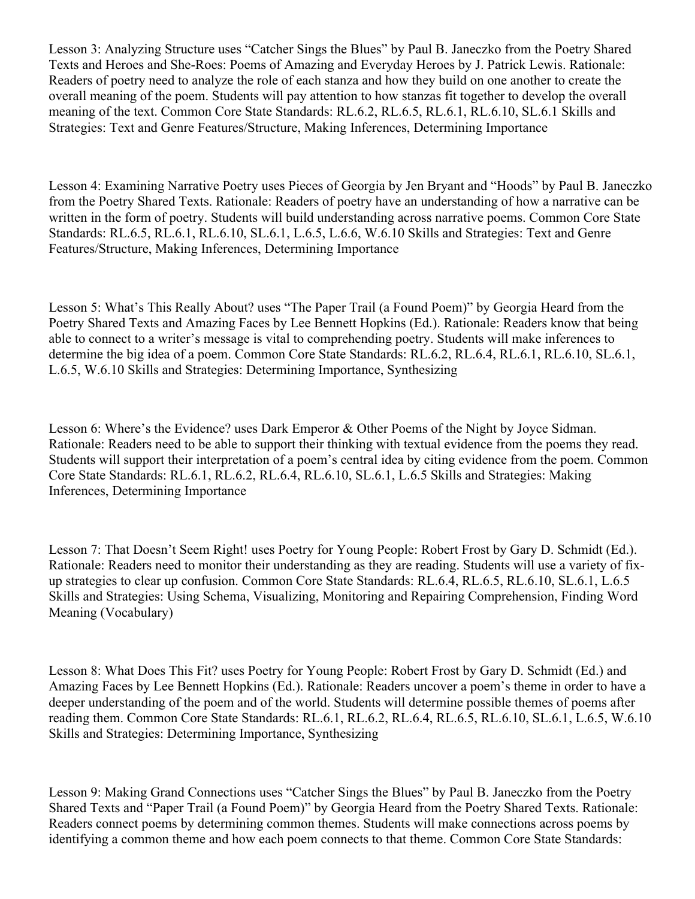Lesson 3: Analyzing Structure uses "Catcher Sings the Blues" by Paul B. Janeczko from the Poetry Shared Texts and Heroes and She-Roes: Poems of Amazing and Everyday Heroes by J. Patrick Lewis. Rationale: Readers of poetry need to analyze the role of each stanza and how they build on one another to create the overall meaning of the poem. Students will pay attention to how stanzas fit together to develop the overall meaning of the text. Common Core State Standards: RL.6.2, RL.6.5, RL.6.1, RL.6.10, SL.6.1 Skills and Strategies: Text and Genre Features/Structure, Making Inferences, Determining Importance

Lesson 4: Examining Narrative Poetry uses Pieces of Georgia by Jen Bryant and "Hoods" by Paul B. Janeczko from the Poetry Shared Texts. Rationale: Readers of poetry have an understanding of how a narrative can be written in the form of poetry. Students will build understanding across narrative poems. Common Core State Standards: RL.6.5, RL.6.1, RL.6.10, SL.6.1, L.6.5, L.6.6, W.6.10 Skills and Strategies: Text and Genre Features/Structure, Making Inferences, Determining Importance

Lesson 5: What's This Really About? uses "The Paper Trail (a Found Poem)" by Georgia Heard from the Poetry Shared Texts and Amazing Faces by Lee Bennett Hopkins (Ed.). Rationale: Readers know that being able to connect to a writer's message is vital to comprehending poetry. Students will make inferences to determine the big idea of a poem. Common Core State Standards: RL.6.2, RL.6.4, RL.6.1, RL.6.10, SL.6.1, L.6.5, W.6.10 Skills and Strategies: Determining Importance, Synthesizing

Lesson 6: Where's the Evidence? uses Dark Emperor & Other Poems of the Night by Joyce Sidman. Rationale: Readers need to be able to support their thinking with textual evidence from the poems they read. Students will support their interpretation of a poem's central idea by citing evidence from the poem. Common Core State Standards: RL.6.1, RL.6.2, RL.6.4, RL.6.10, SL.6.1, L.6.5 Skills and Strategies: Making Inferences, Determining Importance

Lesson 7: That Doesn't Seem Right! uses Poetry for Young People: Robert Frost by Gary D. Schmidt (Ed.). Rationale: Readers need to monitor their understanding as they are reading. Students will use a variety of fix-up strategies to clear up confusion. Common Core State Standards: RL.6.4, RL.6.5, RL.6.10, SL.6.1, L.6.5 Skills and Strategies: Using Schema, Visualizing, Monitoring and Repairing Comprehension, Finding Word Meaning (Vocabulary)

Lesson 8: What Does This Fit? uses Poetry for Young People: Robert Frost by Gary D. Schmidt (Ed.) and Amazing Faces by Lee Bennett Hopkins (Ed.). Rationale: Readers uncover a poem's theme in order to have a deeper understanding of the poem and of the world. Students will determine possible themes of poems after reading them. Common Core State Standards: RL.6.1, RL.6.2, RL.6.4, RL.6.5, RL.6.10, SL.6.1, L.6.5, W.6.10 Skills and Strategies: Determining Importance, Synthesizing

Lesson 9: Making Grand Connections uses "Catcher Sings the Blues" by Paul B. Janeczko from the Poetry Shared Texts and "Paper Trail (a Found Poem)" by Georgia Heard from the Poetry Shared Texts. Rationale: Readers connect poems by determining common themes. Students will make connections across poems by identifying a common theme and how each poem connects to that theme. Common Core State Standards: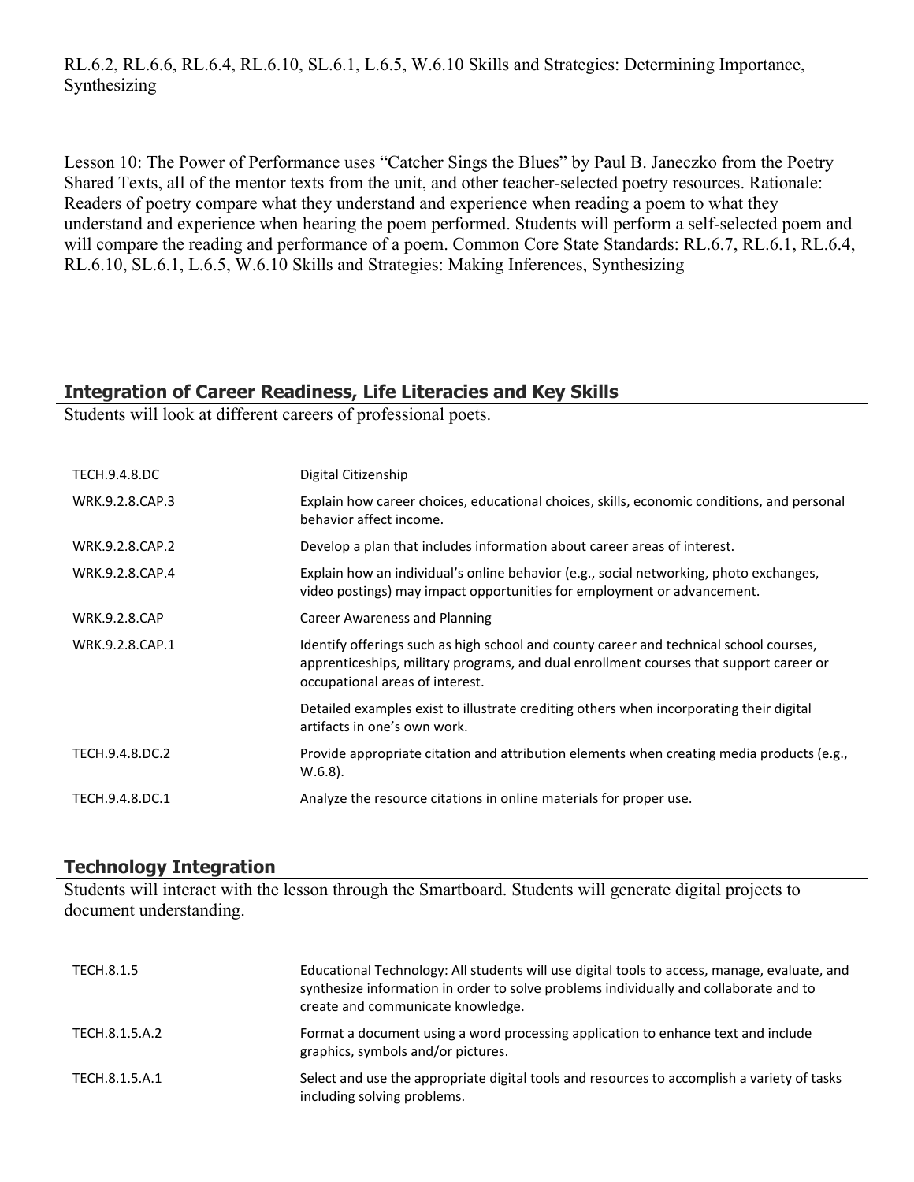RL.6.2, RL.6.6, RL.6.4, RL.6.10, SL.6.1, L.6.5, W.6.10 Skills and Strategies: Determining Importance, Synthesizing

Lesson 10: The Power of Performance uses "Catcher Sings the Blues" by Paul B. Janeczko from the Poetry Shared Texts, all of the mentor texts from the unit, and other teacher-selected poetry resources. Rationale: Readers of poetry compare what they understand and experience when reading a poem to what they understand and experience when hearing the poem performed. Students will perform a self-selected poem and will compare the reading and performance of a poem. Common Core State Standards: RL.6.7, RL.6.1, RL.6.4, RL.6.10, SL.6.1, L.6.5, W.6.10 Skills and Strategies: Making Inferences, Synthesizing

## Integration of Career Readiness, Life Literacies and Key Skills

Students will look at different careers of professional poets.

| | |
|---|---|
| TECH.9.4.8.DC | Digital Citizenship |
| WRK.9.2.8.CAP.3 | Explain how career choices, educational choices, skills, economic conditions, and personal behavior affect income. |
| WRK.9.2.8.CAP.2 | Develop a plan that includes information about career areas of interest. |
| WRK.9.2.8.CAP.4 | Explain how an individual's online behavior (e.g., social networking, photo exchanges, video postings) may impact opportunities for employment or advancement. |
| WRK.9.2.8.CAP | Career Awareness and Planning |
| WRK.9.2.8.CAP.1 | Identify offerings such as high school and county career and technical school courses, apprenticeships, military programs, and dual enrollment courses that support career or occupational areas of interest. |
| | Detailed examples exist to illustrate crediting others when incorporating their digital artifacts in one's own work. |
| TECH.9.4.8.DC.2 | Provide appropriate citation and attribution elements when creating media products (e.g., W.6.8). |
| TECH.9.4.8.DC.1 | Analyze the resource citations in online materials for proper use. |

## Technology Integration

Students will interact with the lesson through the Smartboard. Students will generate digital projects to document understanding.

| | |
|---|---|
| TECH.8.1.5 | Educational Technology: All students will use digital tools to access, manage, evaluate, and synthesize information in order to solve problems individually and collaborate and to create and communicate knowledge. |
| TECH.8.1.5.A.2 | Format a document using a word processing application to enhance text and include graphics, symbols and/or pictures. |
| TECH.8.1.5.A.1 | Select and use the appropriate digital tools and resources to accomplish a variety of tasks including solving problems. |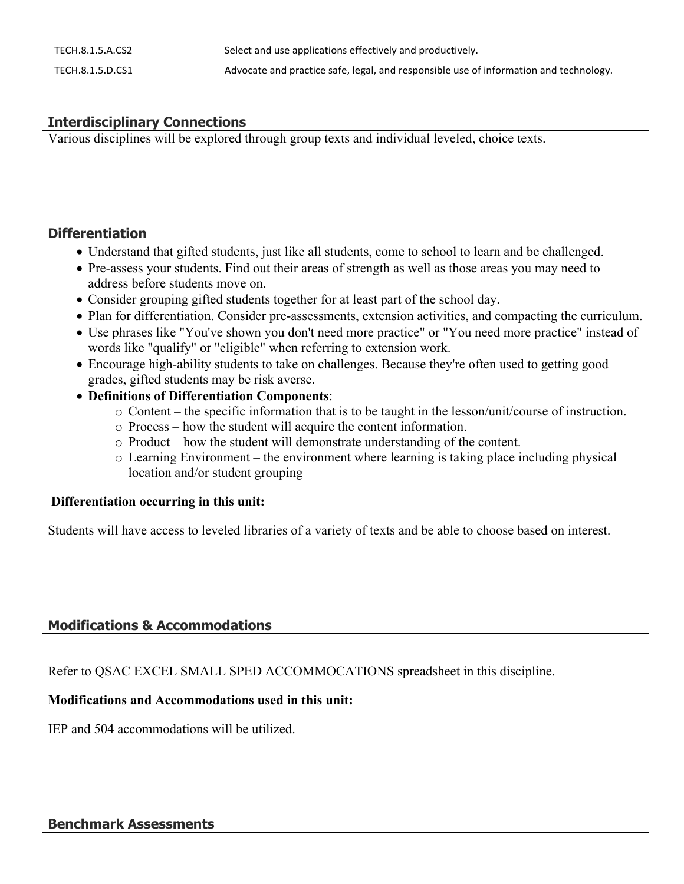| | |
|---|---|
| TECH.8.1.5.A.CS2 | Select and use applications effectively and productively. |
| TECH.8.1.5.D.CS1 | Advocate and practice safe, legal, and responsible use of information and technology. |

## Interdisciplinary Connections

Various disciplines will be explored through group texts and individual leveled, choice texts.

## Differentiation

- Understand that gifted students, just like all students, come to school to learn and be challenged.
- Pre-assess your students. Find out their areas of strength as well as those areas you may need to address before students move on.
- Consider grouping gifted students together for at least part of the school day.
- Plan for differentiation. Consider pre-assessments, extension activities, and compacting the curriculum.
- Use phrases like "You've shown you don't need more practice" or "You need more practice" instead of words like "qualify" or "eligible" when referring to extension work.
- Encourage high-ability students to take on challenges. Because they're often used to getting good grades, gifted students may be risk averse.
- **Definitions of Differentiation Components**:
    - Content – the specific information that is to be taught in the lesson/unit/course of instruction.
    - Process – how the student will acquire the content information.
    - Product – how the student will demonstrate understanding of the content.
    - Learning Environment – the environment where learning is taking place including physical location and/or student grouping

**Differentiation occurring in this unit:**

Students will have access to leveled libraries of a variety of texts and be able to choose based on interest.

## Modifications & Accommodations

Refer to QSAC EXCEL SMALL SPED ACCOMMOCATIONS spreadsheet in this discipline.

**Modifications and Accommodations used in this unit:**

IEP and 504 accommodations will be utilized.

## Benchmark Assessments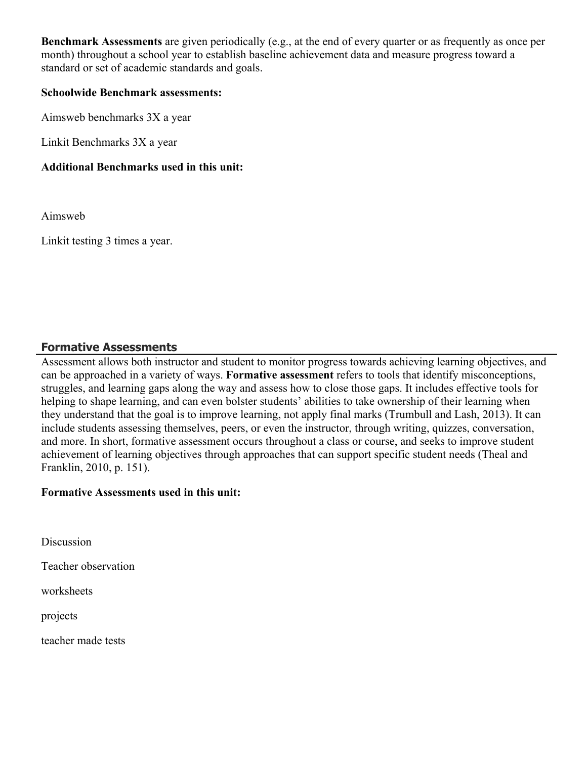**Benchmark Assessments** are given periodically (e.g., at the end of every quarter or as frequently as once per month) throughout a school year to establish baseline achievement data and measure progress toward a standard or set of academic standards and goals.

**Schoolwide Benchmark assessments:**

Aimsweb benchmarks 3X a year

Linkit Benchmarks 3X a year

**Additional Benchmarks used in this unit:**

Aimsweb

Linkit testing 3 times a year.

## Formative Assessments

Assessment allows both instructor and student to monitor progress towards achieving learning objectives, and can be approached in a variety of ways. **Formative assessment** refers to tools that identify misconceptions, struggles, and learning gaps along the way and assess how to close those gaps. It includes effective tools for helping to shape learning, and can even bolster students' abilities to take ownership of their learning when they understand that the goal is to improve learning, not apply final marks (Trumbull and Lash, 2013). It can include students assessing themselves, peers, or even the instructor, through writing, quizzes, conversation, and more. In short, formative assessment occurs throughout a class or course, and seeks to improve student achievement of learning objectives through approaches that can support specific student needs (Theal and Franklin, 2010, p. 151).

**Formative Assessments used in this unit:**

Discussion

Teacher observation

worksheets

projects

teacher made tests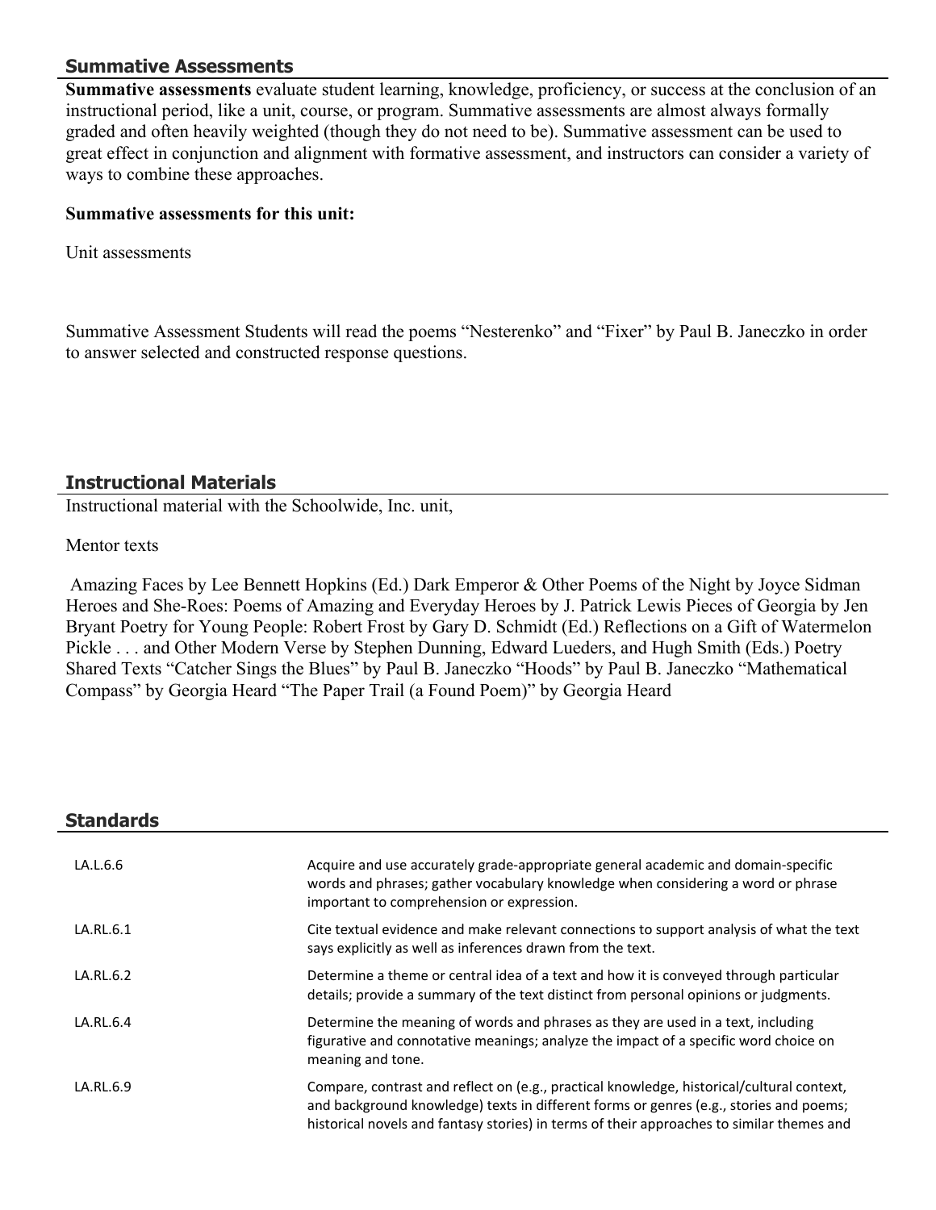## Summative Assessments

**Summative assessments** evaluate student learning, knowledge, proficiency, or success at the conclusion of an instructional period, like a unit, course, or program. Summative assessments are almost always formally graded and often heavily weighted (though they do not need to be). Summative assessment can be used to great effect in conjunction and alignment with formative assessment, and instructors can consider a variety of ways to combine these approaches.

**Summative assessments for this unit:**

Unit assessments

Summative Assessment Students will read the poems "Nesterenko" and "Fixer" by Paul B. Janeczko in order to answer selected and constructed response questions.

## Instructional Materials

Instructional material with the Schoolwide, Inc. unit,

Mentor texts

Amazing Faces by Lee Bennett Hopkins (Ed.) Dark Emperor & Other Poems of the Night by Joyce Sidman Heroes and She-Roes: Poems of Amazing and Everyday Heroes by J. Patrick Lewis Pieces of Georgia by Jen Bryant Poetry for Young People: Robert Frost by Gary D. Schmidt (Ed.) Reflections on a Gift of Watermelon Pickle . . . and Other Modern Verse by Stephen Dunning, Edward Lueders, and Hugh Smith (Eds.) Poetry Shared Texts "Catcher Sings the Blues" by Paul B. Janeczko "Hoods" by Paul B. Janeczko "Mathematical Compass" by Georgia Heard "The Paper Trail (a Found Poem)" by Georgia Heard

## Standards

| | |
|---|---|
| LA.L.6.6 | Acquire and use accurately grade-appropriate general academic and domain-specific words and phrases; gather vocabulary knowledge when considering a word or phrase important to comprehension or expression. |
| LA.RL.6.1 | Cite textual evidence and make relevant connections to support analysis of what the text says explicitly as well as inferences drawn from the text. |
| LA.RL.6.2 | Determine a theme or central idea of a text and how it is conveyed through particular details; provide a summary of the text distinct from personal opinions or judgments. |
| LA.RL.6.4 | Determine the meaning of words and phrases as they are used in a text, including figurative and connotative meanings; analyze the impact of a specific word choice on meaning and tone. |
| LA.RL.6.9 | Compare, contrast and reflect on (e.g., practical knowledge, historical/cultural context, and background knowledge) texts in different forms or genres (e.g., stories and poems; historical novels and fantasy stories) in terms of their approaches to similar themes and |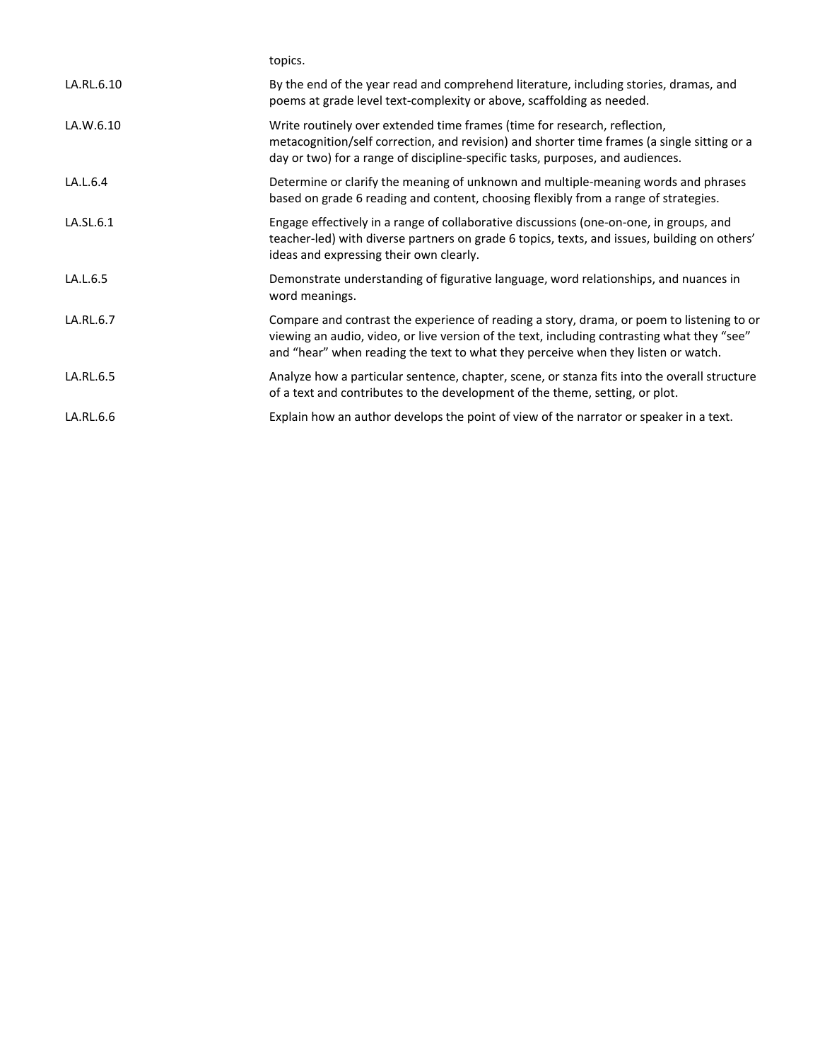| | |
|---|---|
| | topics. |
| LA.RL.6.10 | By the end of the year read and comprehend literature, including stories, dramas, and poems at grade level text-complexity or above, scaffolding as needed. |
| LA.W.6.10 | Write routinely over extended time frames (time for research, reflection, metacognition/self correction, and revision) and shorter time frames (a single sitting or a day or two) for a range of discipline-specific tasks, purposes, and audiences. |
| LA.L.6.4 | Determine or clarify the meaning of unknown and multiple-meaning words and phrases based on grade 6 reading and content, choosing flexibly from a range of strategies. |
| LA.SL.6.1 | Engage effectively in a range of collaborative discussions (one-on-one, in groups, and teacher-led) with diverse partners on grade 6 topics, texts, and issues, building on others' ideas and expressing their own clearly. |
| LA.L.6.5 | Demonstrate understanding of figurative language, word relationships, and nuances in word meanings. |
| LA.RL.6.7 | Compare and contrast the experience of reading a story, drama, or poem to listening to or viewing an audio, video, or live version of the text, including contrasting what they "see" and "hear" when reading the text to what they perceive when they listen or watch. |
| LA.RL.6.5 | Analyze how a particular sentence, chapter, scene, or stanza fits into the overall structure of a text and contributes to the development of the theme, setting, or plot. |
| LA.RL.6.6 | Explain how an author develops the point of view of the narrator or speaker in a text. |